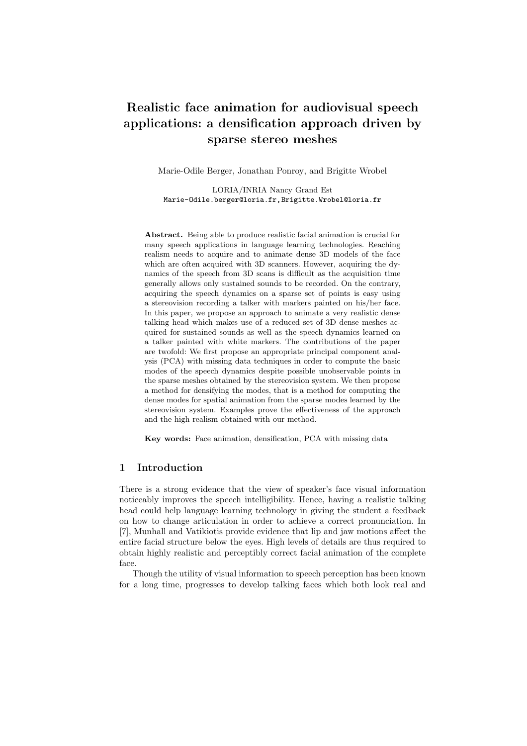# Realistic face animation for audiovisual speech applications: a densification approach driven by sparse stereo meshes

Marie-Odile Berger, Jonathan Ponroy, and Brigitte Wrobel

LORIA/INRIA Nancy Grand Est
Marie-Odile.berger@loria.fr,Brigitte.Wrobel@loria.fr

**Abstract.** Being able to produce realistic facial animation is crucial for many speech applications in language learning technologies. Reaching realism needs to acquire and to animate dense 3D models of the face which are often acquired with 3D scanners. However, acquiring the dynamics of the speech from 3D scans is difficult as the acquisition time generally allows only sustained sounds to be recorded. On the contrary, acquiring the speech dynamics on a sparse set of points is easy using a stereovision recording a talker with markers painted on his/her face. In this paper, we propose an approach to animate a very realistic dense talking head which makes use of a reduced set of 3D dense meshes acquired for sustained sounds as well as the speech dynamics learned on a talker painted with white markers. The contributions of the paper are twofold: We first propose an appropriate principal component analysis (PCA) with missing data techniques in order to compute the basic modes of the speech dynamics despite possible unobservable points in the sparse meshes obtained by the stereovision system. We then propose a method for densifying the modes, that is a method for computing the dense modes for spatial animation from the sparse modes learned by the stereovision system. Examples prove the effectiveness of the approach and the high realism obtained with our method.

**Key words:** Face animation, densification, PCA with missing data

## 1 Introduction

There is a strong evidence that the view of speaker's face visual information noticeably improves the speech intelligibility. Hence, having a realistic talking head could help language learning technology in giving the student a feedback on how to change articulation in order to achieve a correct pronunciation. In [7], Munhall and Vatikiotis provide evidence that lip and jaw motions affect the entire facial structure below the eyes. High levels of details are thus required to obtain highly realistic and perceptibly correct facial animation of the complete face.

Though the utility of visual information to speech perception has been known for a long time, progresses to develop talking faces which both look real and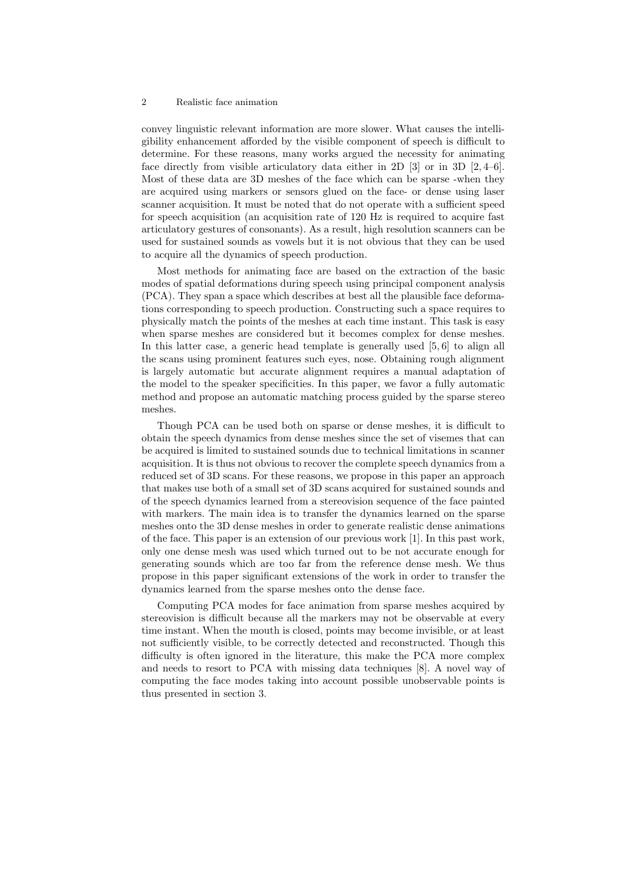convey linguistic relevant information are more slower. What causes the intelligibility enhancement afforded by the visible component of speech is difficult to determine. For these reasons, many works argued the necessity for animating face directly from visible articulatory data either in 2D [3] or in 3D [2, 4–6]. Most of these data are 3D meshes of the face which can be sparse -when they are acquired using markers or sensors glued on the face- or dense using laser scanner acquisition. It must be noted that do not operate with a sufficient speed for speech acquisition (an acquisition rate of 120 Hz is required to acquire fast articulatory gestures of consonants). As a result, high resolution scanners can be used for sustained sounds as vowels but it is not obvious that they can be used to acquire all the dynamics of speech production.

Most methods for animating face are based on the extraction of the basic modes of spatial deformations during speech using principal component analysis (PCA). They span a space which describes at best all the plausible face deformations corresponding to speech production. Constructing such a space requires to physically match the points of the meshes at each time instant. This task is easy when sparse meshes are considered but it becomes complex for dense meshes. In this latter case, a generic head template is generally used [5, 6] to align all the scans using prominent features such eyes, nose. Obtaining rough alignment is largely automatic but accurate alignment requires a manual adaptation of the model to the speaker specificities. In this paper, we favor a fully automatic method and propose an automatic matching process guided by the sparse stereo meshes.

Though PCA can be used both on sparse or dense meshes, it is difficult to obtain the speech dynamics from dense meshes since the set of visemes that can be acquired is limited to sustained sounds due to technical limitations in scanner acquisition. It is thus not obvious to recover the complete speech dynamics from a reduced set of 3D scans. For these reasons, we propose in this paper an approach that makes use both of a small set of 3D scans acquired for sustained sounds and of the speech dynamics learned from a stereovision sequence of the face painted with markers. The main idea is to transfer the dynamics learned on the sparse meshes onto the 3D dense meshes in order to generate realistic dense animations of the face. This paper is an extension of our previous work [1]. In this past work, only one dense mesh was used which turned out to be not accurate enough for generating sounds which are too far from the reference dense mesh. We thus propose in this paper significant extensions of the work in order to transfer the dynamics learned from the sparse meshes onto the dense face.

Computing PCA modes for face animation from sparse meshes acquired by stereovision is difficult because all the markers may not be observable at every time instant. When the mouth is closed, points may become invisible, or at least not sufficiently visible, to be correctly detected and reconstructed. Though this difficulty is often ignored in the literature, this make the PCA more complex and needs to resort to PCA with missing data techniques [8]. A novel way of computing the face modes taking into account possible unobservable points is thus presented in section 3.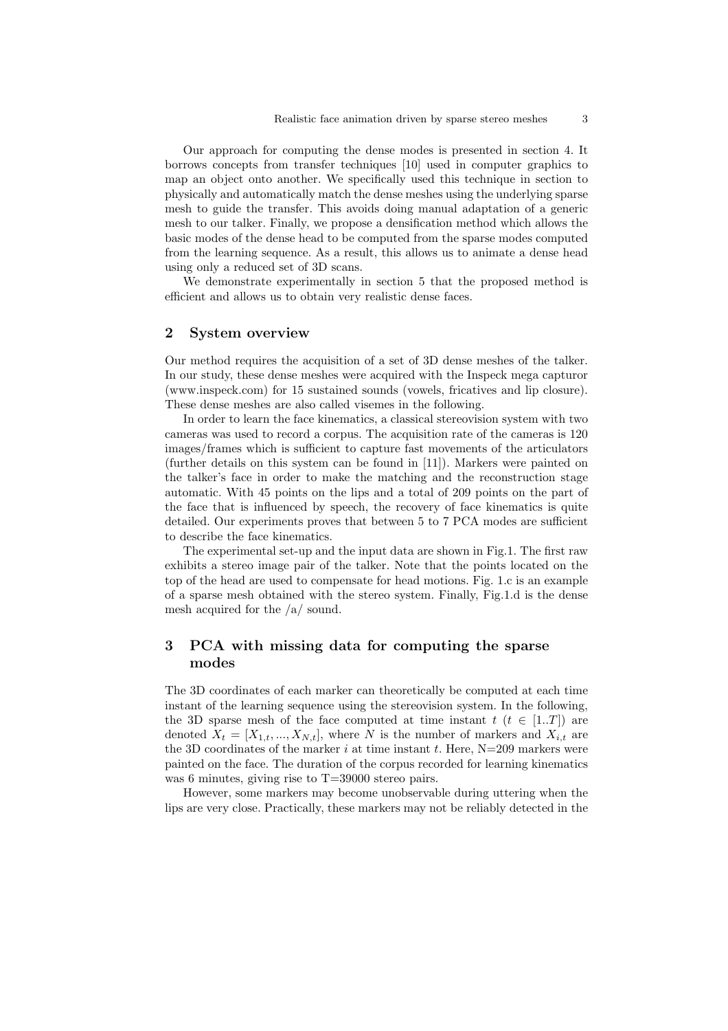Our approach for computing the dense modes is presented in section 4. It borrows concepts from transfer techniques [10] used in computer graphics to map an object onto another. We specifically used this technique in section to physically and automatically match the dense meshes using the underlying sparse mesh to guide the transfer. This avoids doing manual adaptation of a generic mesh to our talker. Finally, we propose a densification method which allows the basic modes of the dense head to be computed from the sparse modes computed from the learning sequence. As a result, this allows us to animate a dense head using only a reduced set of 3D scans.

We demonstrate experimentally in section 5 that the proposed method is efficient and allows us to obtain very realistic dense faces.

## 2 System overview

Our method requires the acquisition of a set of 3D dense meshes of the talker. In our study, these dense meshes were acquired with the Inspeck mega capturor (www.inspeck.com) for 15 sustained sounds (vowels, fricatives and lip closure). These dense meshes are also called visemes in the following.

In order to learn the face kinematics, a classical stereovision system with two cameras was used to record a corpus. The acquisition rate of the cameras is 120 images/frames which is sufficient to capture fast movements of the articulators (further details on this system can be found in [11]). Markers were painted on the talker's face in order to make the matching and the reconstruction stage automatic. With 45 points on the lips and a total of 209 points on the part of the face that is influenced by speech, the recovery of face kinematics is quite detailed. Our experiments proves that between 5 to 7 PCA modes are sufficient to describe the face kinematics.

The experimental set-up and the input data are shown in Fig.1. The first raw exhibits a stereo image pair of the talker. Note that the points located on the top of the head are used to compensate for head motions. Fig. 1.c is an example of a sparse mesh obtained with the stereo system. Finally, Fig.1.d is the dense mesh acquired for the /a/ sound.

## 3 PCA with missing data for computing the sparse modes

The 3D coordinates of each marker can theoretically be computed at each time instant of the learning sequence using the stereovision system. In the following, the 3D sparse mesh of the face computed at time instant $t$ ($t \in [1..T]$) are denoted $X_t = [X_{1,t}, ..., X_{N,t}]$, where $N$ is the number of markers and $X_{i,t}$ are the 3D coordinates of the marker $i$ at time instant $t$. Here, N=209 markers were painted on the face. The duration of the corpus recorded for learning kinematics was 6 minutes, giving rise to T=39000 stereo pairs.

However, some markers may become unobservable during uttering when the lips are very close. Practically, these markers may not be reliably detected in the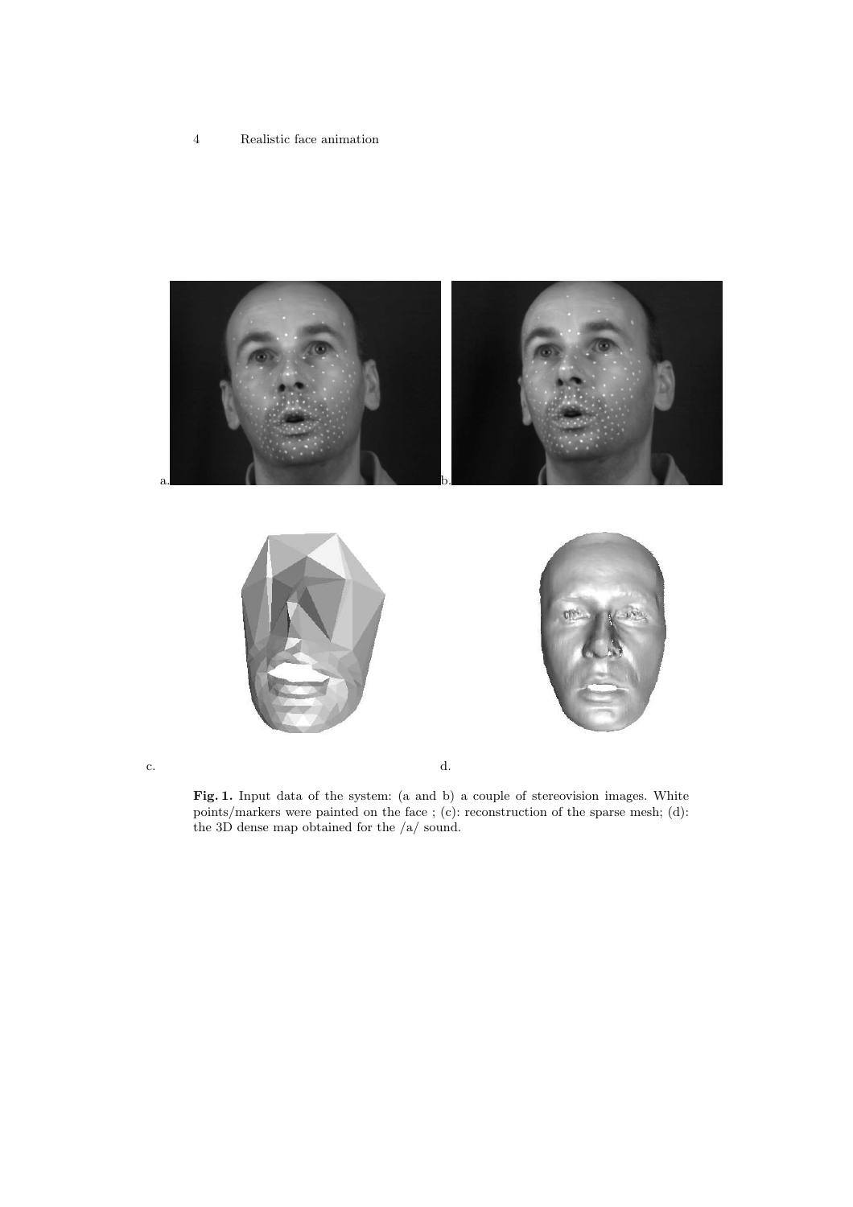a.

b.

c.

d.

**Fig. 1.** Input data of the system: (a and b) a couple of stereovision images. White points/markers were painted on the face ; (c): reconstruction of the sparse mesh; (d): the 3D dense map obtained for the /a/ sound.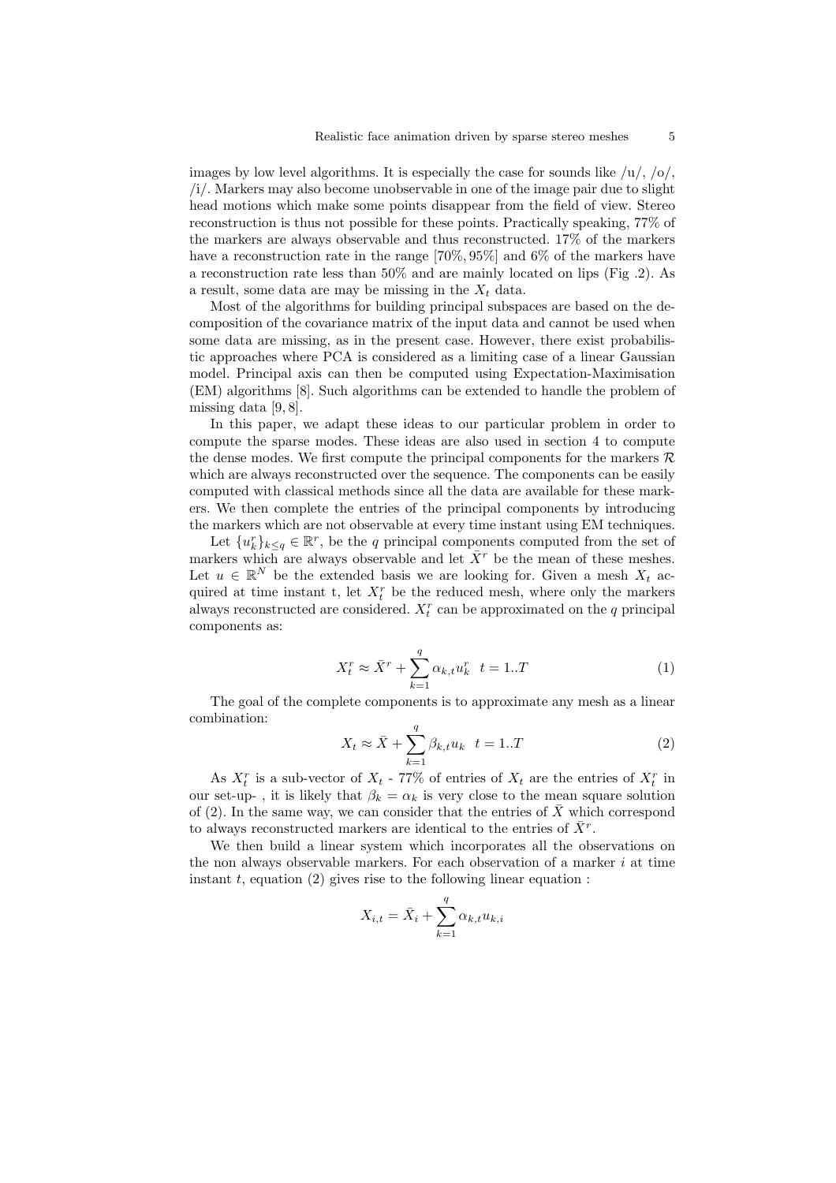images by low level algorithms. It is especially the case for sounds like /u/, /o/, /i/. Markers may also become unobservable in one of the image pair due to slight head motions which make some points disappear from the field of view. Stereo reconstruction is thus not possible for these points. Practically speaking, 77% of the markers are always observable and thus reconstructed. 17% of the markers have a reconstruction rate in the range $[70\%, 95\%]$ and 6% of the markers have a reconstruction rate less than 50% and are mainly located on lips (Fig .2). As a result, some data are may be missing in the $X_t$ data.

Most of the algorithms for building principal subspaces are based on the decomposition of the covariance matrix of the input data and cannot be used when some data are missing, as in the present case. However, there exist probabilistic approaches where PCA is considered as a limiting case of a linear Gaussian model. Principal axis can then be computed using Expectation-Maximisation (EM) algorithms [8]. Such algorithms can be extended to handle the problem of missing data [9, 8].

In this paper, we adapt these ideas to our particular problem in order to compute the sparse modes. These ideas are also used in section 4 to compute the dense modes. We first compute the principal components for the markers $\mathcal{R}$ which are always reconstructed over the sequence. The components can be easily computed with classical methods since all the data are available for these markers. We then complete the entries of the principal components by introducing the markers which are not observable at every time instant using EM techniques.

Let $\{u_k^r\}_{k\leq q} \in \mathbb{R}^r$, be the $q$ principal components computed from the set of markers which are always observable and let $\bar{X}^r$ be the mean of these meshes. Let $u \in \mathbb{R}^N$ be the extended basis we are looking for. Given a mesh $X_t$ acquired at time instant t, let $X_t^r$ be the reduced mesh, where only the markers always reconstructed are considered. $X_t^r$ can be approximated on the $q$ principal components as:

$$X_t^r \approx \bar{X}^r + \sum_{k=1}^{q} \alpha_{k,t} u_k^r \quad t = 1..T \tag{1}$$

The goal of the complete components is to approximate any mesh as a linear combination:

$$X_t \approx \bar{X} + \sum_{k=1}^{q} \beta_{k,t} u_k \quad t = 1..T \tag{2}$$

As $X_t^r$ is a sub-vector of $X_t$ - 77% of entries of $X_t$ are the entries of $X_t^r$ in our set-up- , it is likely that $\beta_k = \alpha_k$ is very close to the mean square solution of (2). In the same way, we can consider that the entries of $\bar{X}$ which correspond to always reconstructed markers are identical to the entries of $\bar{X}^r$.

We then build a linear system which incorporates all the observations on the non always observable markers. For each observation of a marker $i$ at time instant $t$, equation (2) gives rise to the following linear equation :

$$X_{i,t} = \bar{X}_i + \sum_{k=1}^{q} \alpha_{k,t} u_{k,i}$$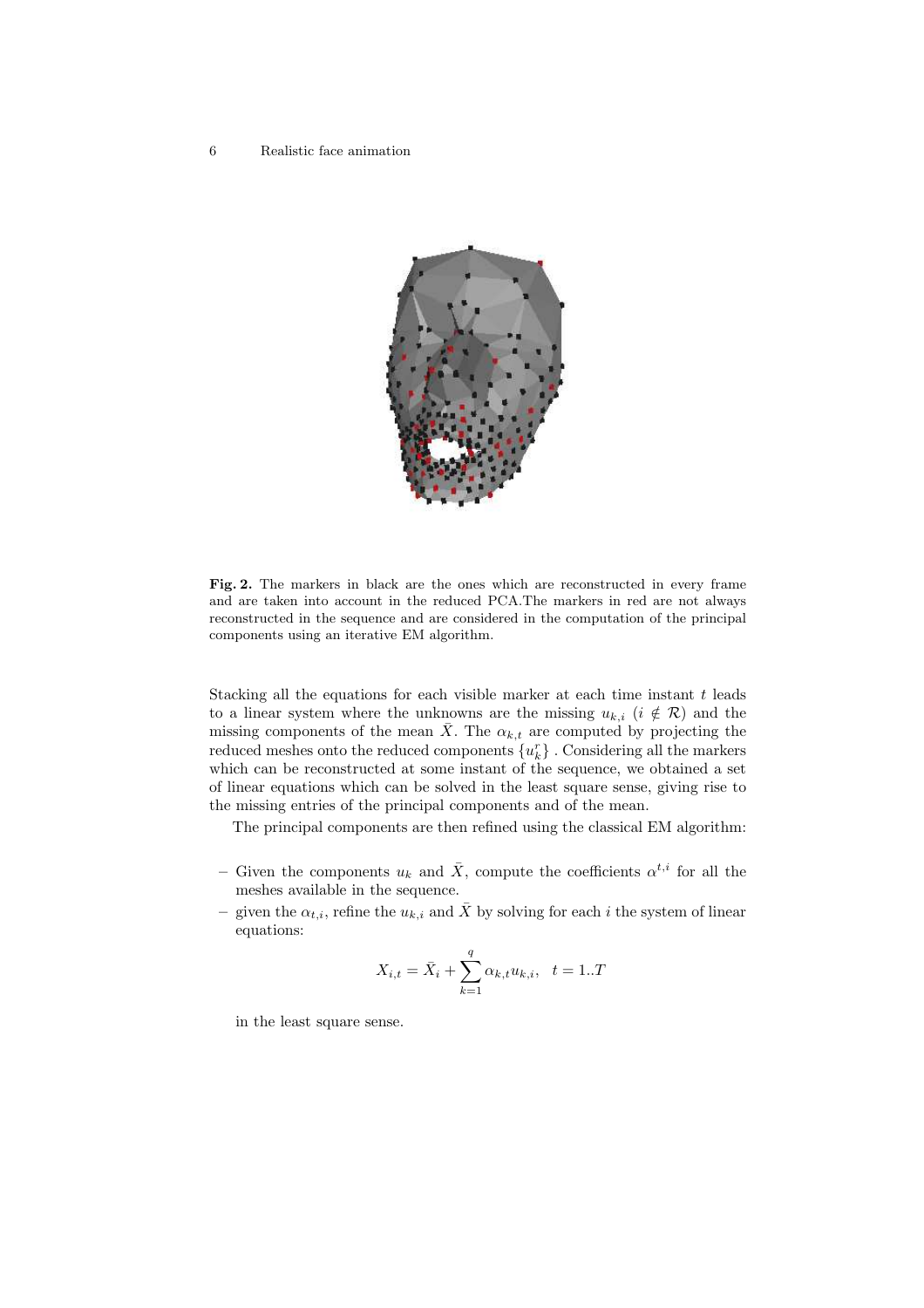**Fig. 2.** The markers in black are the ones which are reconstructed in every frame and are taken into account in the reduced PCA.The markers in red are not always reconstructed in the sequence and are considered in the computation of the principal components using an iterative EM algorithm.

Stacking all the equations for each visible marker at each time instant $t$ leads to a linear system where the unknowns are the missing $u_{k,i}$ ($i \notin \mathcal{R}$) and the missing components of the mean $\bar{X}$. The $\alpha_{k,t}$ are computed by projecting the reduced meshes onto the reduced components $\{u_k^r\}$ . Considering all the markers which can be reconstructed at some instant of the sequence, we obtained a set of linear equations which can be solved in the least square sense, giving rise to the missing entries of the principal components and of the mean.

The principal components are then refined using the classical EM algorithm:

- Given the components $u_k$ and $\bar{X}$, compute the coefficients $\alpha^{t,i}$ for all the meshes available in the sequence.
- given the $\alpha_{t,i}$, refine the $u_{k,i}$ and $\bar{X}$ by solving for each $i$ the system of linear equations:

$$X_{i,t} = \bar{X}_i + \sum_{k=1}^{q} \alpha_{k,t} u_{k,i}, \quad t = 1..T$$

in the least square sense.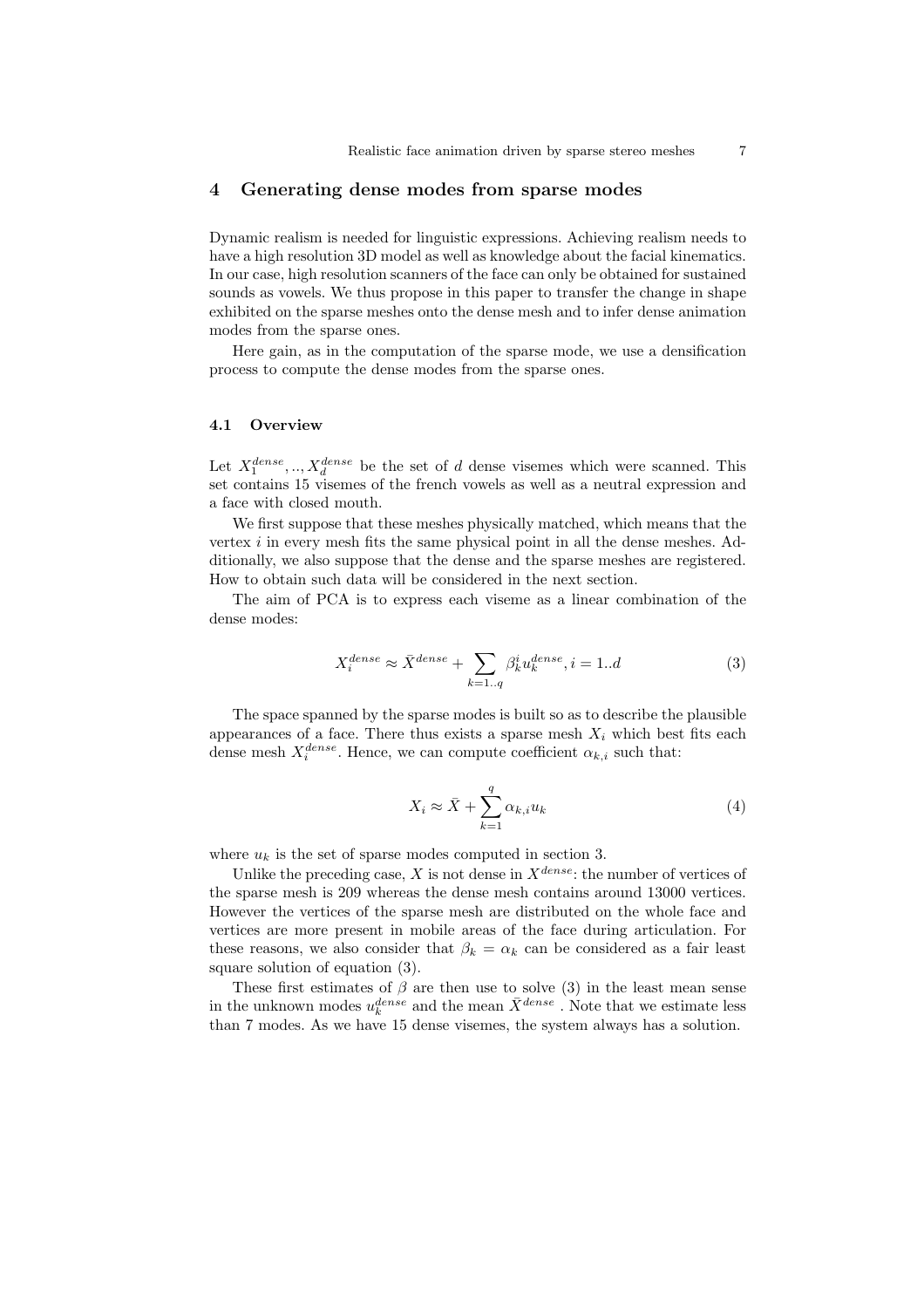## 4 Generating dense modes from sparse modes

Dynamic realism is needed for linguistic expressions. Achieving realism needs to have a high resolution 3D model as well as knowledge about the facial kinematics. In our case, high resolution scanners of the face can only be obtained for sustained sounds as vowels. We thus propose in this paper to transfer the change in shape exhibited on the sparse meshes onto the dense mesh and to infer dense animation modes from the sparse ones.

Here gain, as in the computation of the sparse mode, we use a densification process to compute the dense modes from the sparse ones.

### 4.1 Overview

Let $X_1^{dense}, .., X_d^{dense}$ be the set of $d$ dense visemes which were scanned. This set contains 15 visemes of the french vowels as well as a neutral expression and a face with closed mouth.

We first suppose that these meshes physically matched, which means that the vertex $i$ in every mesh fits the same physical point in all the dense meshes. Additionally, we also suppose that the dense and the sparse meshes are registered. How to obtain such data will be considered in the next section.

The aim of PCA is to express each viseme as a linear combination of the dense modes:

$$X_i^{dense} \approx \bar{X}^{dense} + \sum_{k=1..q} \beta_k^i u_k^{dense}, i = 1..d \tag{3}$$

The space spanned by the sparse modes is built so as to describe the plausible appearances of a face. There thus exists a sparse mesh $X_i$ which best fits each dense mesh $X_i^{dense}$. Hence, we can compute coefficient $\alpha_{k,i}$ such that:

$$X_i \approx \bar{X} + \sum_{k=1}^{q} \alpha_{k,i} u_k \tag{4}$$

where $u_k$ is the set of sparse modes computed in section 3.

Unlike the preceding case, $X$ is not dense in $X^{dense}$: the number of vertices of the sparse mesh is 209 whereas the dense mesh contains around 13000 vertices. However the vertices of the sparse mesh are distributed on the whole face and vertices are more present in mobile areas of the face during articulation. For these reasons, we also consider that $\beta_k = \alpha_k$ can be considered as a fair least square solution of equation (3).

These first estimates of $\beta$ are then use to solve (3) in the least mean sense in the unknown modes $u_k^{dense}$ and the mean $\bar{X}^{dense}$ . Note that we estimate less than 7 modes. As we have 15 dense visemes, the system always has a solution.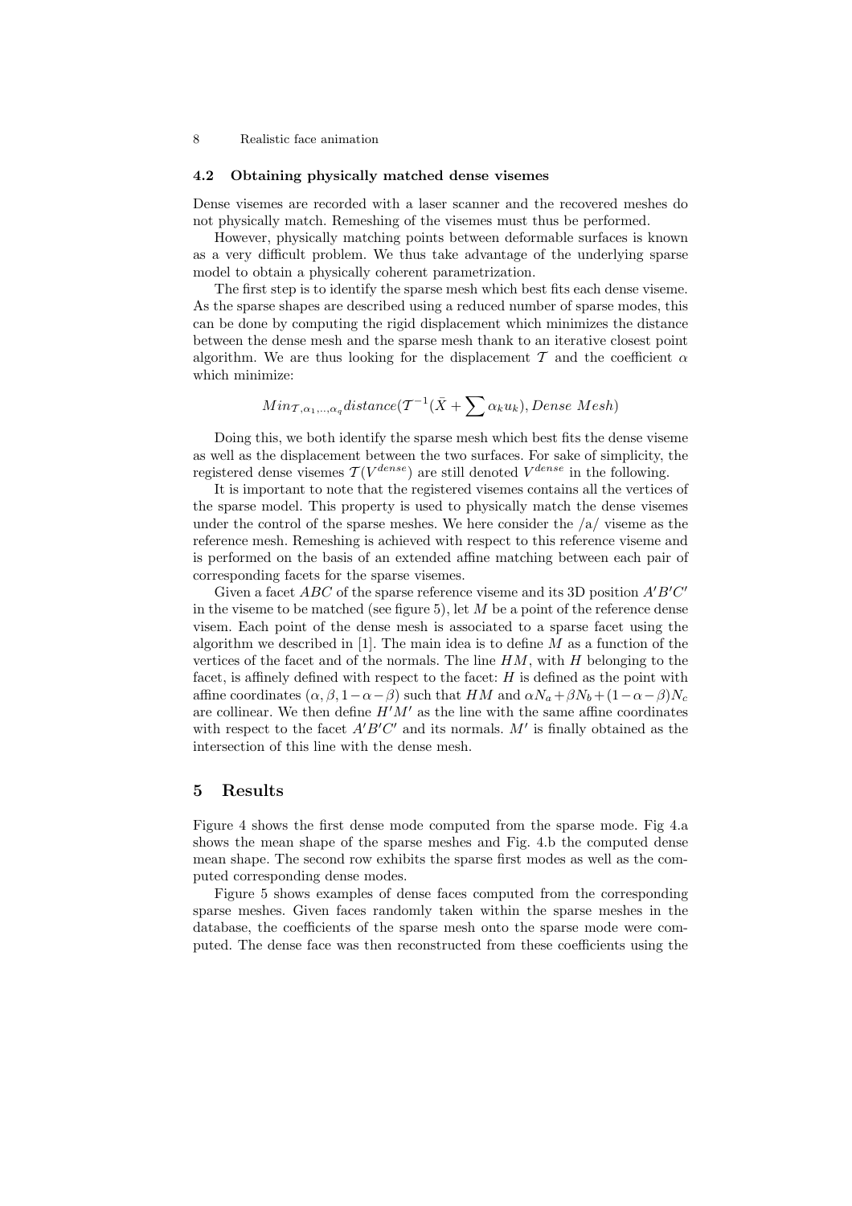### 4.2 Obtaining physically matched dense visemes

Dense visemes are recorded with a laser scanner and the recovered meshes do not physically match. Remeshing of the visemes must thus be performed.

However, physically matching points between deformable surfaces is known as a very difficult problem. We thus take advantage of the underlying sparse model to obtain a physically coherent parametrization.

The first step is to identify the sparse mesh which best fits each dense viseme. As the sparse shapes are described using a reduced number of sparse modes, this can be done by computing the rigid displacement which minimizes the distance between the dense mesh and the sparse mesh thank to an iterative closest point algorithm. We are thus looking for the displacement $\mathcal{T}$ and the coefficient $\alpha$ which minimize:

$$Min_{\mathcal{T},\alpha_1,..,\alpha_q} distance(\mathcal{T}^{-1}(\bar{X} + \sum \alpha_k u_k), Dense\ Mesh)$$

Doing this, we both identify the sparse mesh which best fits the dense viseme as well as the displacement between the two surfaces. For sake of simplicity, the registered dense visemes $\mathcal{T}(V^{dense})$ are still denoted $V^{dense}$ in the following.

It is important to note that the registered visemes contains all the vertices of the sparse model. This property is used to physically match the dense visemes under the control of the sparse meshes. We here consider the /a/ viseme as the reference mesh. Remeshing is achieved with respect to this reference viseme and is performed on the basis of an extended affine matching between each pair of corresponding facets for the sparse visemes.

Given a facet $ABC$ of the sparse reference viseme and its 3D position $A'B'C'$ in the viseme to be matched (see figure 5), let $M$ be a point of the reference dense visem. Each point of the dense mesh is associated to a sparse facet using the algorithm we described in [1]. The main idea is to define $M$ as a function of the vertices of the facet and of the normals. The line $HM$, with $H$ belonging to the facet, is affinely defined with respect to the facet: $H$ is defined as the point with affine coordinates $(\alpha, \beta, 1-\alpha-\beta)$ such that $HM$ and $\alpha N_a + \beta N_b + (1-\alpha-\beta)N_c$ are collinear. We then define $H'M'$ as the line with the same affine coordinates with respect to the facet $A'B'C'$ and its normals. $M'$ is finally obtained as the intersection of this line with the dense mesh.

## 5 Results

Figure 4 shows the first dense mode computed from the sparse mode. Fig 4.a shows the mean shape of the sparse meshes and Fig. 4.b the computed dense mean shape. The second row exhibits the sparse first modes as well as the computed corresponding dense modes.

Figure 5 shows examples of dense faces computed from the corresponding sparse meshes. Given faces randomly taken within the sparse meshes in the database, the coefficients of the sparse mesh onto the sparse mode were computed. The dense face was then reconstructed from these coefficients using the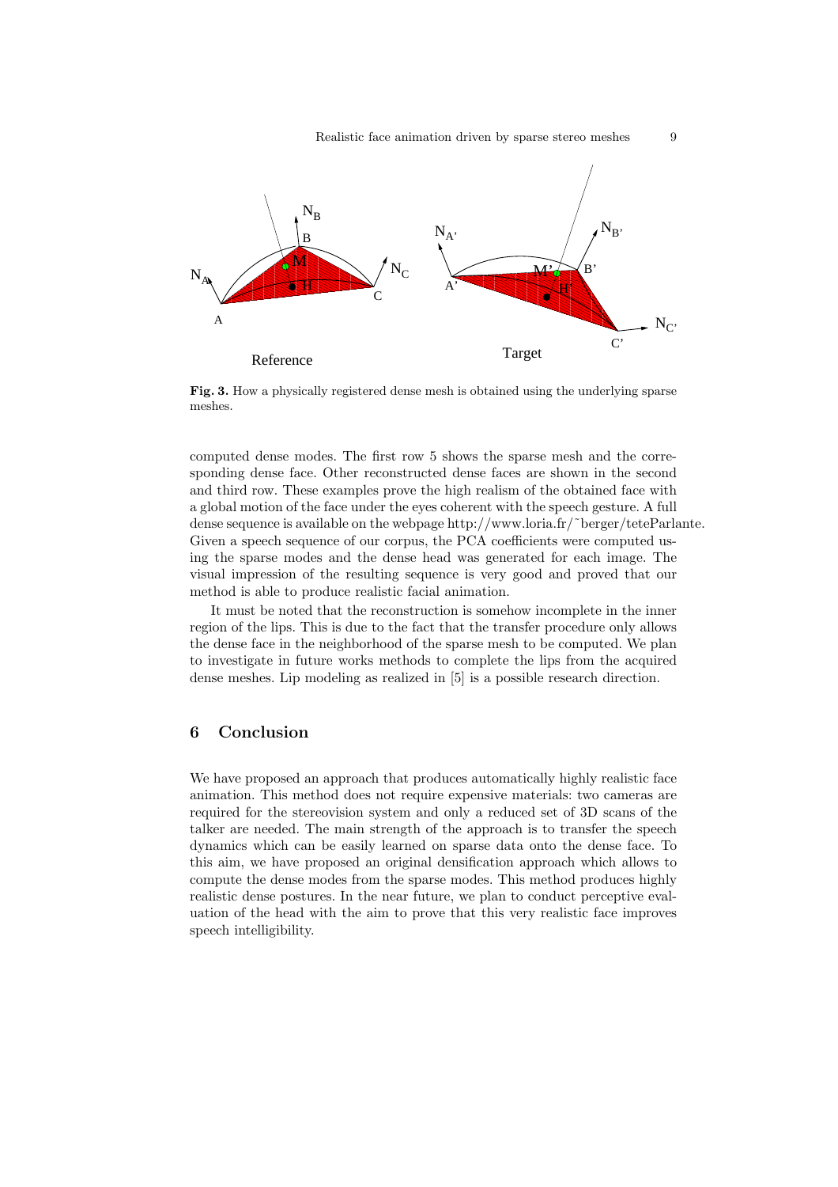N$_A$

N$_B$

B

M

H

N$_C$

C

A

Reference

N$_{A'}$

A'

M'

H'

N$_{B'}$

B'

N$_{C'}$

C'

Target

**Fig. 3.** How a physically registered dense mesh is obtained using the underlying sparse meshes.

computed dense modes. The first row 5 shows the sparse mesh and the corresponding dense face. Other reconstructed dense faces are shown in the second and third row. These examples prove the high realism of the obtained face with a global motion of the face under the eyes coherent with the speech gesture. A full dense sequence is available on the webpage http://www.loria.fr/˜berger/teteParlante. Given a speech sequence of our corpus, the PCA coefficients were computed using the sparse modes and the dense head was generated for each image. The visual impression of the resulting sequence is very good and proved that our method is able to produce realistic facial animation.

It must be noted that the reconstruction is somehow incomplete in the inner region of the lips. This is due to the fact that the transfer procedure only allows the dense face in the neighborhood of the sparse mesh to be computed. We plan to investigate in future works methods to complete the lips from the acquired dense meshes. Lip modeling as realized in [5] is a possible research direction.

## 6 Conclusion

We have proposed an approach that produces automatically highly realistic face animation. This method does not require expensive materials: two cameras are required for the stereovision system and only a reduced set of 3D scans of the talker are needed. The main strength of the approach is to transfer the speech dynamics which can be easily learned on sparse data onto the dense face. To this aim, we have proposed an original densification approach which allows to compute the dense modes from the sparse modes. This method produces highly realistic dense postures. In the near future, we plan to conduct perceptive evaluation of the head with the aim to prove that this very realistic face improves speech intelligibility.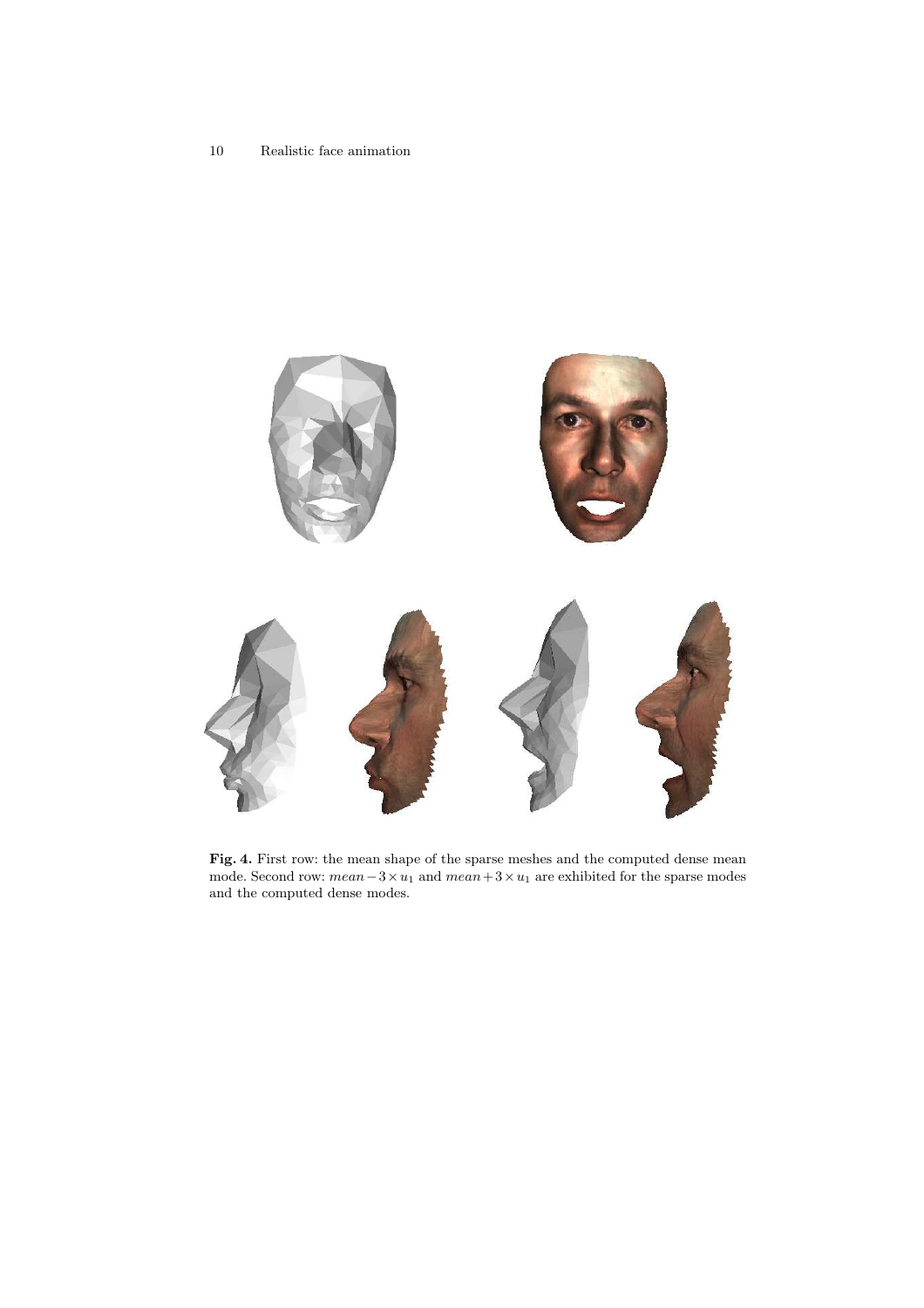**Fig. 4.** First row: the mean shape of the sparse meshes and the computed dense mean mode. Second row: $mean - 3 \times u_1$ and $mean + 3 \times u_1$ are exhibited for the sparse modes and the computed dense modes.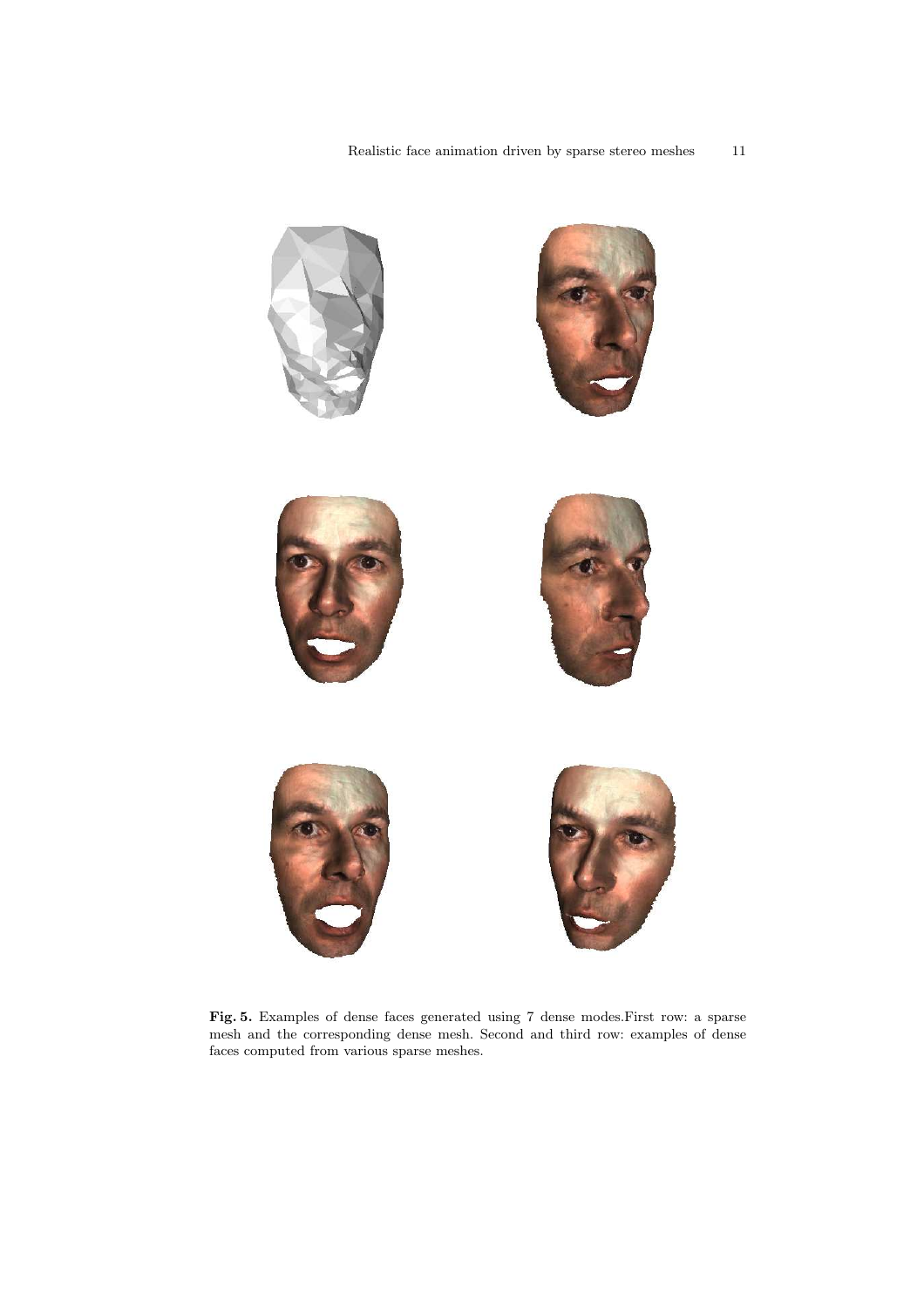**Fig. 5.** Examples of dense faces generated using 7 dense modes.First row: a sparse mesh and the corresponding dense mesh. Second and third row: examples of dense faces computed from various sparse meshes.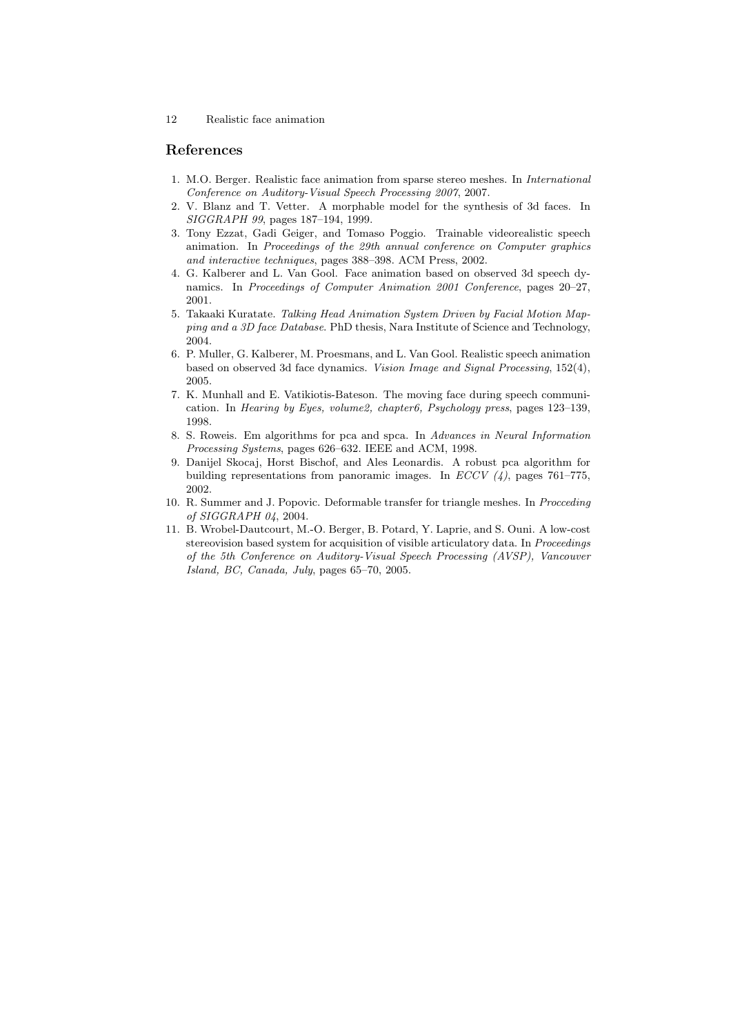## References

1. M.O. Berger. Realistic face animation from sparse stereo meshes. In *International Conference on Auditory-Visual Speech Processing 2007*, 2007.
2. V. Blanz and T. Vetter. A morphable model for the synthesis of 3d faces. In *SIGGRAPH 99*, pages 187–194, 1999.
3. Tony Ezzat, Gadi Geiger, and Tomaso Poggio. Trainable videorealistic speech animation. In *Proceedings of the 29th annual conference on Computer graphics and interactive techniques*, pages 388–398. ACM Press, 2002.
4. G. Kalberer and L. Van Gool. Face animation based on observed 3d speech dynamics. In *Proceedings of Computer Animation 2001 Conference*, pages 20–27, 2001.
5. Takaaki Kuratate. *Talking Head Animation System Driven by Facial Motion Mapping and a 3D face Database*. PhD thesis, Nara Institute of Science and Technology, 2004.
6. P. Muller, G. Kalberer, M. Proesmans, and L. Van Gool. Realistic speech animation based on observed 3d face dynamics. *Vision Image and Signal Processing*, 152(4), 2005.
7. K. Munhall and E. Vatikiotis-Bateson. The moving face during speech communication. In *Hearing by Eyes, volume2, chapter6, Psychology press*, pages 123–139, 1998.
8. S. Roweis. Em algorithms for pca and spca. In *Advances in Neural Information Processing Systems*, pages 626–632. IEEE and ACM, 1998.
9. Danijel Skocaj, Horst Bischof, and Ales Leonardis. A robust pca algorithm for building representations from panoramic images. In *ECCV (4)*, pages 761–775, 2002.
10. R. Summer and J. Popovic. Deformable transfer for triangle meshes. In *Procceding of SIGGRAPH 04*, 2004.
11. B. Wrobel-Dautcourt, M.-O. Berger, B. Potard, Y. Laprie, and S. Ouni. A low-cost stereovision based system for acquisition of visible articulatory data. In *Proceedings of the 5th Conference on Auditory-Visual Speech Processing (AVSP), Vancouver Island, BC, Canada, July*, pages 65–70, 2005.